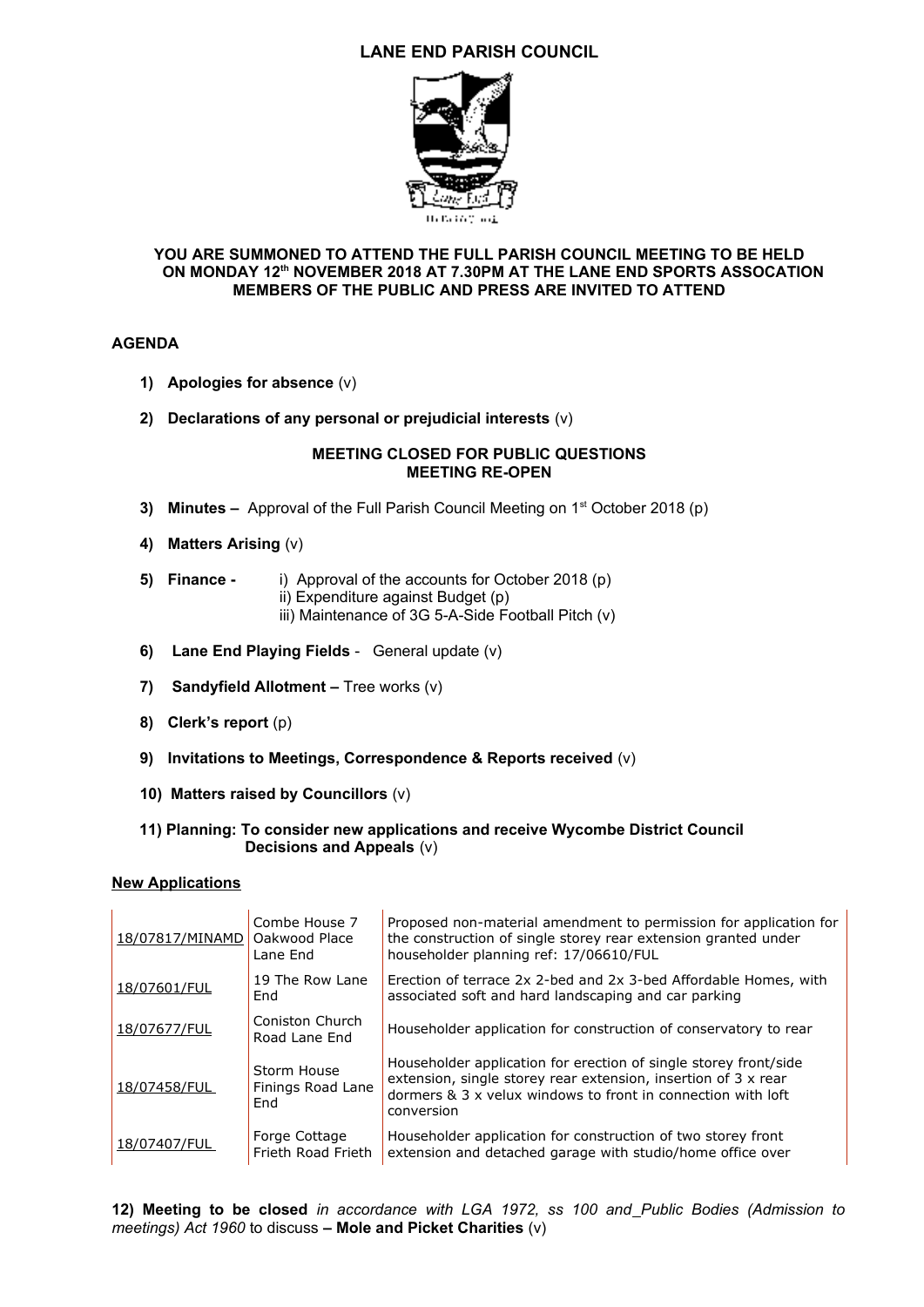# LANE END PARISH COUNCIL

**YOU ARE SUMMONED TO ATTEND THE FULL PARISH COUNCIL MEETING TO BE HELD ON MONDAY 12th NOVEMBER 2018 AT 7.30PM AT THE LANE END SPORTS ASSOCATION MEMBERS OF THE PUBLIC AND PRESS ARE INVITED TO ATTEND**

## AGENDA

1) **Apologies for absence** (v)

2) **Declarations of any personal or prejudicial interests** (v)

**MEETING CLOSED FOR PUBLIC QUESTIONS**
**MEETING RE-OPEN**

3) **Minutes –** Approval of the Full Parish Council Meeting on 1st October 2018 (p)

4) **Matters Arising** (v)

5) **Finance -** i) Approval of the accounts for October 2018 (p)
ii) Expenditure against Budget (p)
iii) Maintenance of 3G 5-A-Side Football Pitch (v)

6) **Lane End Playing Fields** - General update (v)

7) **Sandyfield Allotment –** Tree works (v)

8) **Clerk's report** (p)

9) **Invitations to Meetings, Correspondence & Reports received** (v)

10) **Matters raised by Councillors** (v)

11) **Planning: To consider new applications and receive Wycombe District Council Decisions and Appeals** (v)

**New Applications**

| | | |
|---|---|---|
| 18/07817/MINAMD | Combe House 7 Oakwood Place Lane End | Proposed non-material amendment to permission for application for the construction of single storey rear extension granted under householder planning ref: 17/06610/FUL |
| 18/07601/FUL | 19 The Row Lane End | Erection of terrace 2x 2-bed and 2x 3-bed Affordable Homes, with associated soft and hard landscaping and car parking |
| 18/07677/FUL | Coniston Church Road Lane End | Householder application for construction of conservatory to rear |
| 18/07458/FUL | Storm House Finings Road Lane End | Householder application for erection of single storey front/side extension, single storey rear extension, insertion of 3 x rear dormers & 3 x velux windows to front in connection with loft conversion |
| 18/07407/FUL | Forge Cottage Frieth Road Frieth | Householder application for construction of two storey front extension and detached garage with studio/home office over |

**12) Meeting to be closed** *in accordance with LGA 1972, ss 100 and Public Bodies (Admission to meetings) Act 1960* to discuss **– Mole and Picket Charities** (v)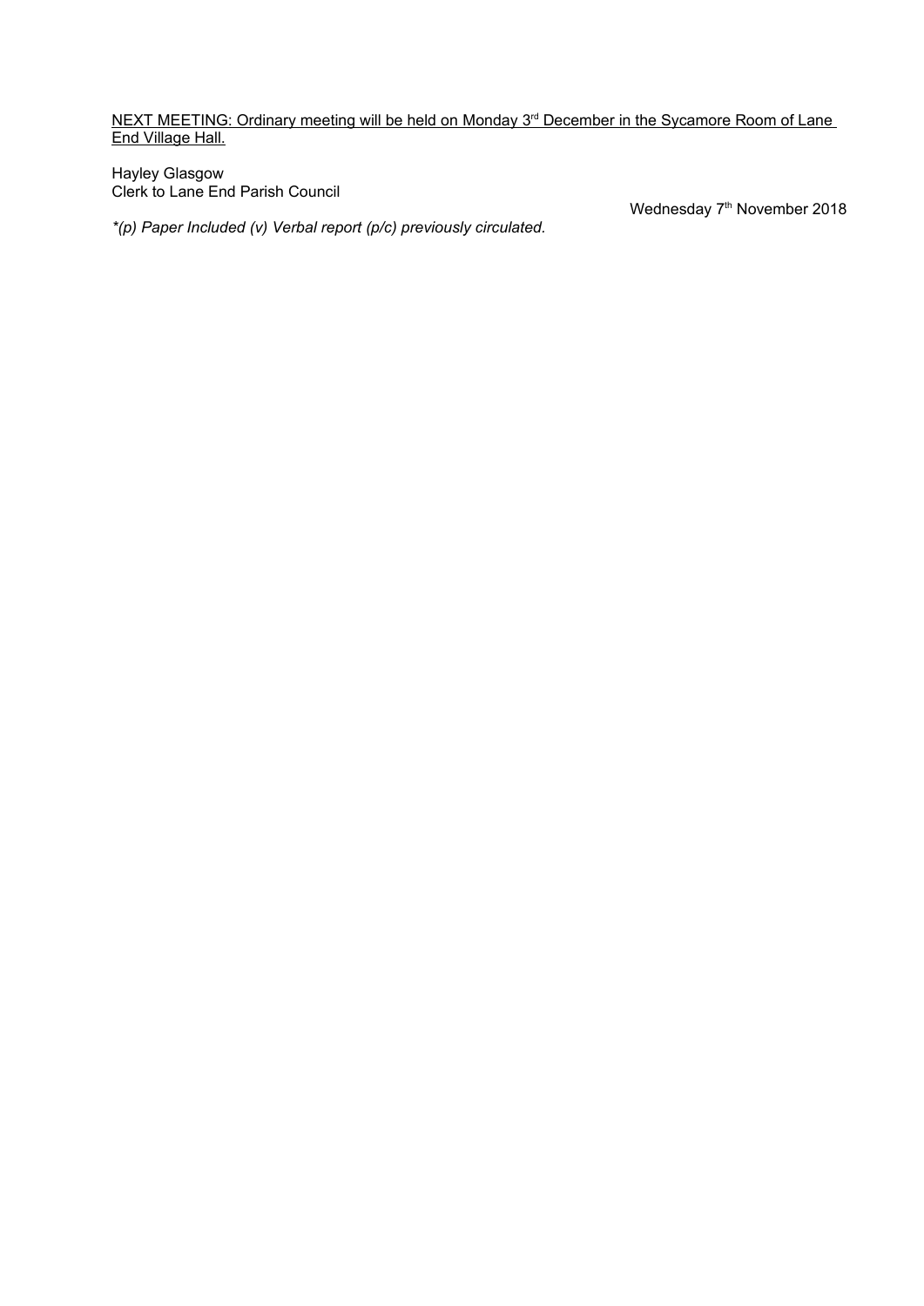<u>NEXT MEETING: Ordinary meeting will be held on Monday 3rd December in the Sycamore Room of Lane End Village Hall.</u>

Hayley Glasgow
Clerk to Lane End Parish Council

Wednesday 7th November 2018

*\*(p) Paper Included (v) Verbal report (p/c) previously circulated.*